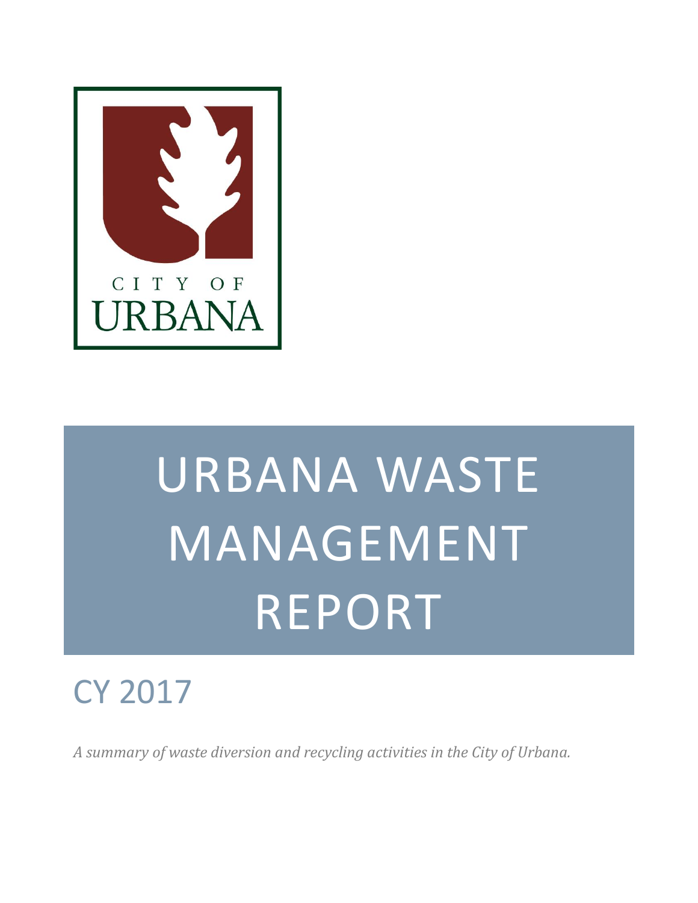CITY OF URBANA

# URBANA WASTE MANAGEMENT REPORT

## CY 2017

*A summary of waste diversion and recycling activities in the City of Urbana.*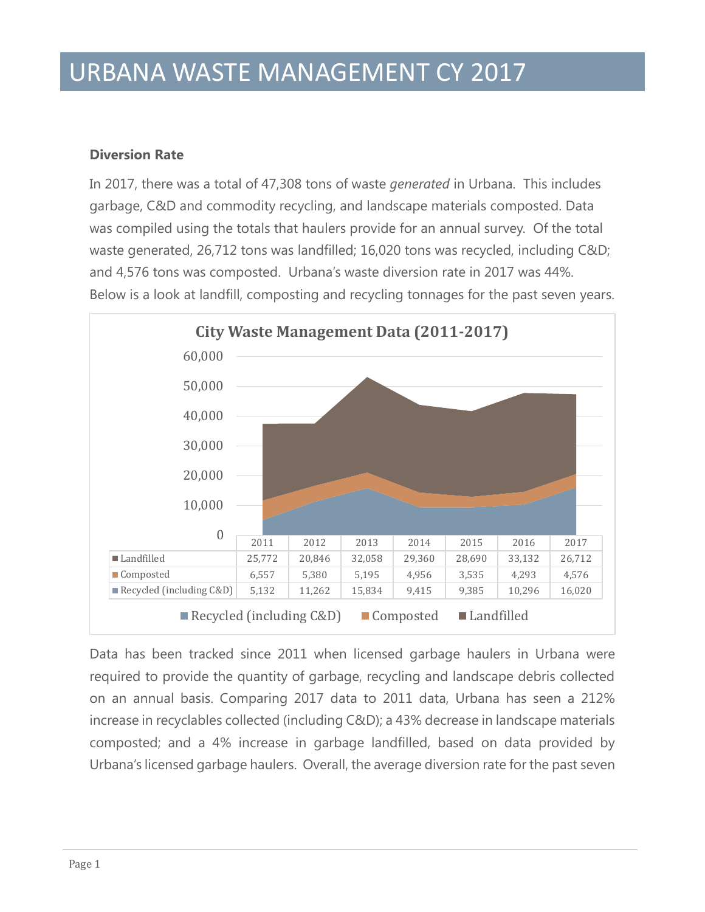# URBANA WASTE MANAGEMENT CY 2017

**Diversion Rate**

In 2017, there was a total of 47,308 tons of waste *generated* in Urbana. This includes garbage, C&D and commodity recycling, and landscape materials composted. Data was compiled using the totals that haulers provide for an annual survey. Of the total waste generated, 26,712 tons was landfilled; 16,020 tons was recycled, including C&D; and 4,576 tons was composted. Urbana's waste diversion rate in 2017 was 44%. Below is a look at landfill, composting and recycling tonnages for the past seven years.

**City Waste Management Data (2011-2017)**

| | 2011 | 2012 | 2013 | 2014 | 2015 | 2016 | 2017 |
|---|---|---|---|---|---|---|---|
| Landfilled | 25,772 | 20,846 | 32,058 | 29,360 | 28,690 | 33,132 | 26,712 |
| Composted | 6,557 | 5,380 | 5,195 | 4,956 | 3,535 | 4,293 | 4,576 |
| Recycled (including C&D) | 5,132 | 11,262 | 15,834 | 9,415 | 9,385 | 10,296 | 16,020 |

Data has been tracked since 2011 when licensed garbage haulers in Urbana were required to provide the quantity of garbage, recycling and landscape debris collected on an annual basis. Comparing 2017 data to 2011 data, Urbana has seen a 212% increase in recyclables collected (including C&D); a 43% decrease in landscape materials composted; and a 4% increase in garbage landfilled, based on data provided by Urbana's licensed garbage haulers. Overall, the average diversion rate for the past seven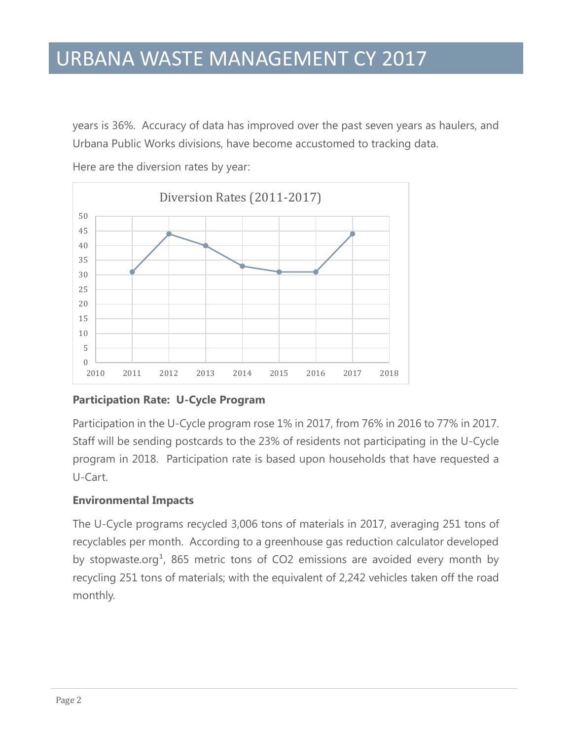years is 36%. Accuracy of data has improved over the past seven years as haulers, and Urbana Public Works divisions, have become accustomed to tracking data.

Here are the diversion rates by year:

Diversion Rates (2011-2017)

| Year | Diversion Rate |
|---|---|
| 2011 | 31 |
| 2012 | 44 |
| 2013 | 40 |
| 2014 | 33 |
| 2015 | 31 |
| 2016 | 31 |
| 2017 | 44 |

**Participation Rate: U-Cycle Program**

Participation in the U-Cycle program rose 1% in 2017, from 76% in 2016 to 77% in 2017. Staff will be sending postcards to the 23% of residents not participating in the U-Cycle program in 2018. Participation rate is based upon households that have requested a U-Cart.

**Environmental Impacts**

The U-Cycle programs recycled 3,006 tons of materials in 2017, averaging 251 tons of recyclables per month. According to a greenhouse gas reduction calculator developed by stopwaste.org[1], 865 metric tons of $CO_2$ emissions are avoided every month by recycling 251 tons of materials; with the equivalent of 2,242 vehicles taken off the road monthly.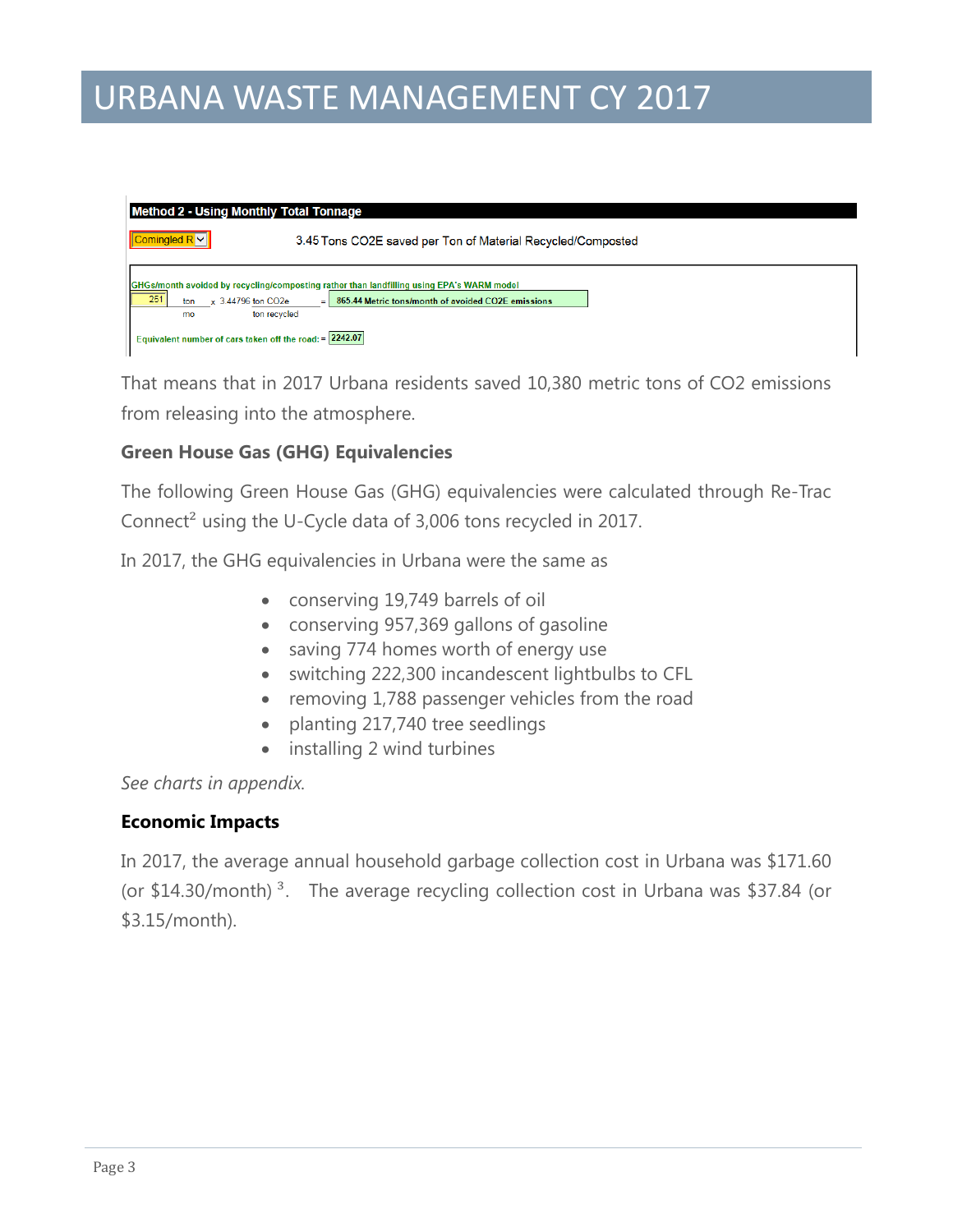# URBANA WASTE MANAGEMENT CY 2017

**Method 2 - Using Monthly Total Tonnage**

Comingled R

3.45 Tons CO2E saved per Ton of Material Recycled/Composted

GHGs/month avoided by recycling/composting rather than landfilling using EPA's WARM model

251 ton/mo x 3.44796 ton CO2e/ton recycled = 865.44 Metric tons/month of avoided CO2E emissions

Equivalent number of cars taken off the road: = 2242.07

That means that in 2017 Urbana residents saved 10,380 metric tons of CO2 emissions from releasing into the atmosphere.

### Green House Gas (GHG) Equivalencies

The following Green House Gas (GHG) equivalencies were calculated through Re-Trac Connect[2] using the U-Cycle data of 3,006 tons recycled in 2017.

In 2017, the GHG equivalencies in Urbana were the same as

- conserving 19,749 barrels of oil
- conserving 957,369 gallons of gasoline
- saving 774 homes worth of energy use
- switching 222,300 incandescent lightbulbs to CFL
- removing 1,788 passenger vehicles from the road
- planting 217,740 tree seedlings
- installing 2 wind turbines

*See charts in appendix.*

### Economic Impacts

In 2017, the average annual household garbage collection cost in Urbana was $171.60 (or $14.30/month) [3]. The average recycling collection cost in Urbana was $37.84 (or $3.15/month).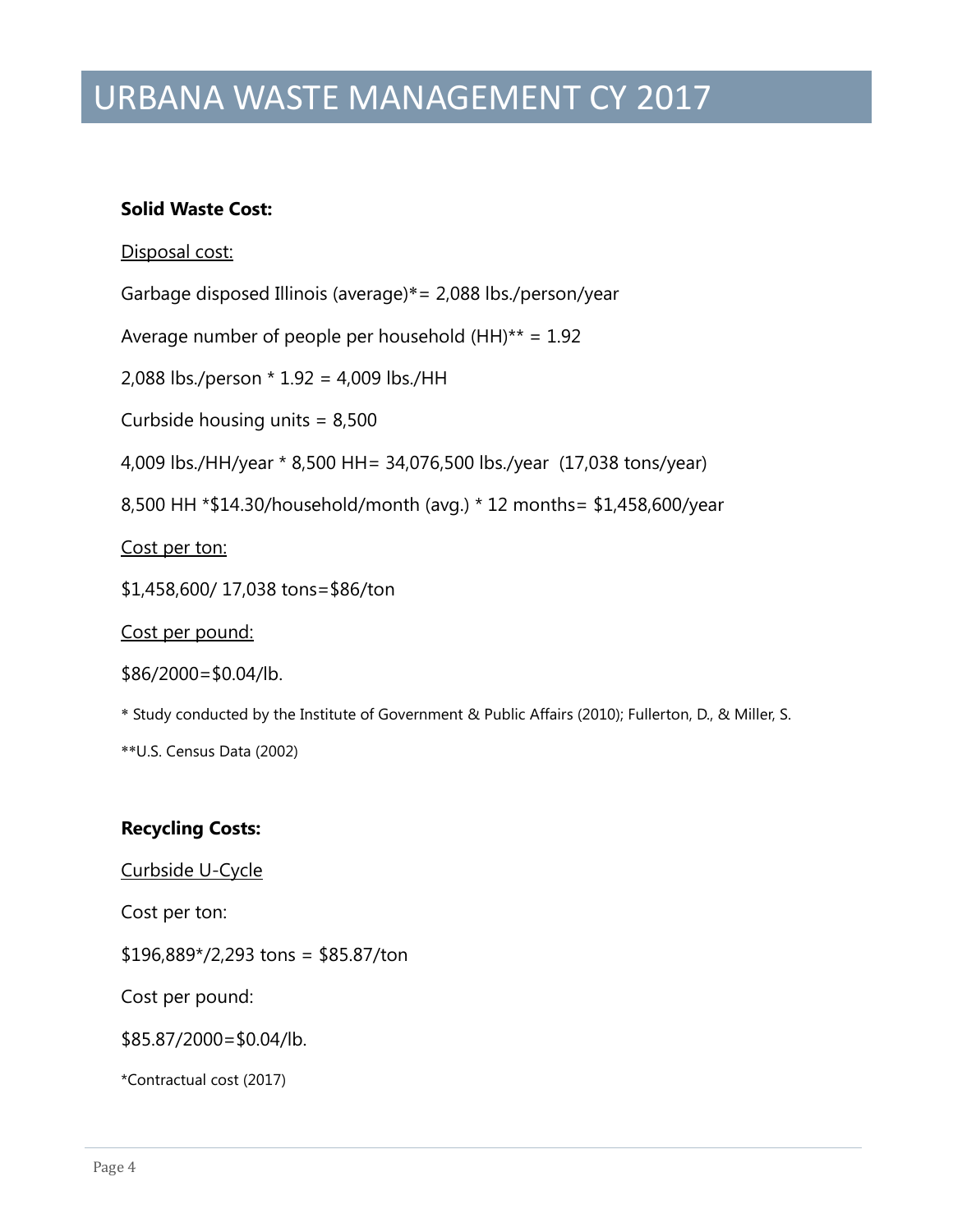# URBANA WASTE MANAGEMENT CY 2017

**Solid Waste Cost:**

Disposal cost:

Garbage disposed Illinois (average)*= 2,088 lbs./person/year

Average number of people per household (HH)** = 1.92

2,088 lbs./person * 1.92 = 4,009 lbs./HH

Curbside housing units = 8,500

4,009 lbs./HH/year * 8,500 HH= 34,076,500 lbs./year (17,038 tons/year)

8,500 HH *$14.30/household/month (avg.) * 12 months= $1,458,600/year

Cost per ton:

$1,458,600/ 17,038 tons=$86/ton

Cost per pound:

$86/2000=$0.04/lb.

* Study conducted by the Institute of Government & Public Affairs (2010); Fullerton, D., & Miller, S.

**U.S. Census Data (2002)

**Recycling Costs:**

Curbside U-Cycle

Cost per ton:

$196,889*/2,293 tons = $85.87/ton

Cost per pound:

$85.87/2000=$0.04/lb.

*Contractual cost (2017)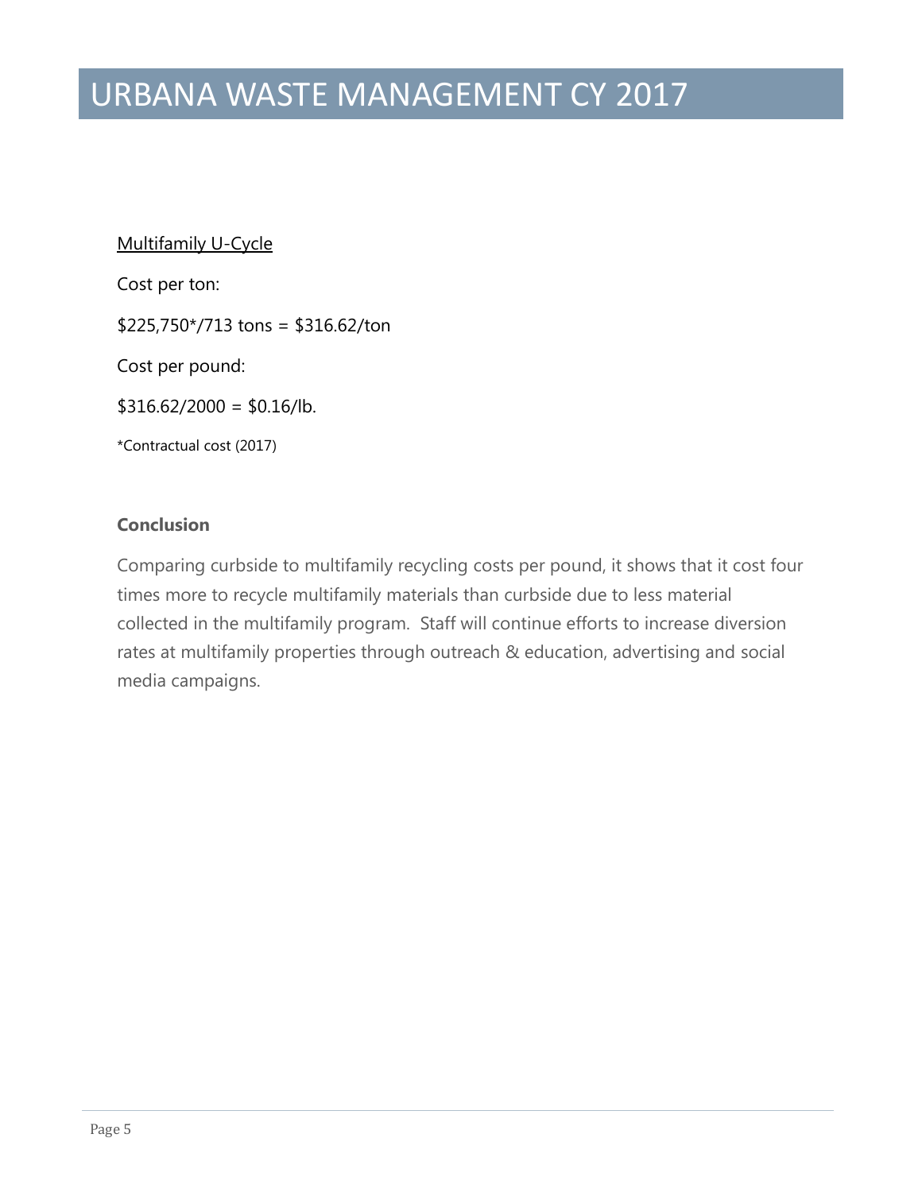Multifamily U-Cycle

Cost per ton:

$225,750*/713 tons = $316.62/ton

Cost per pound:

$316.62/2000 = $0.16/lb.

*Contractual cost (2017)

**Conclusion**

Comparing curbside to multifamily recycling costs per pound, it shows that it cost four times more to recycle multifamily materials than curbside due to less material collected in the multifamily program. Staff will continue efforts to increase diversion rates at multifamily properties through outreach & education, advertising and social media campaigns.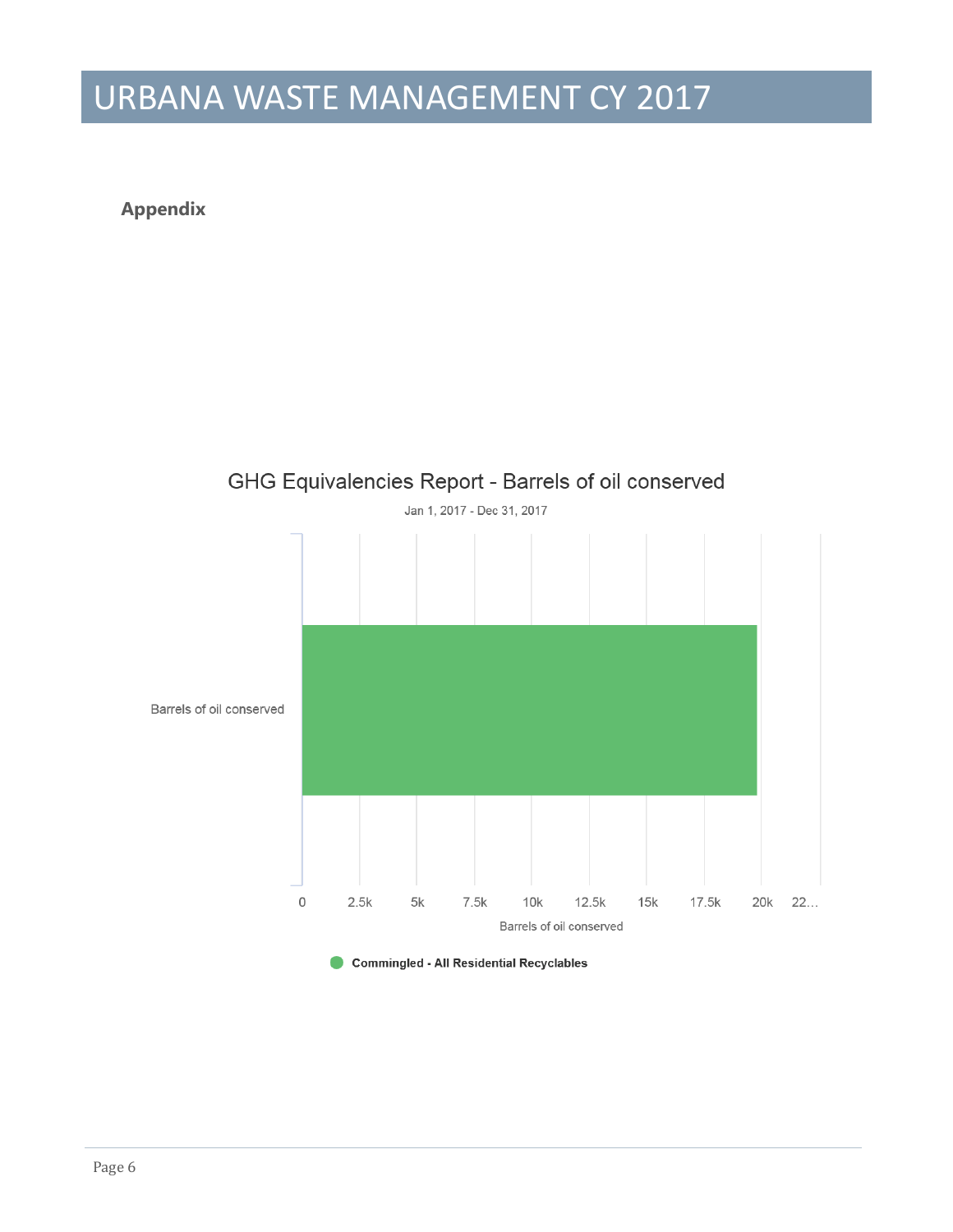## Appendix

GHG Equivalencies Report - Barrels of oil conserved

Jan 1, 2017 - Dec 31, 2017

Barrels of oil conserved

0 2.5k 5k 7.5k 10k 12.5k 15k 17.5k 20k 22…

Barrels of oil conserved

Commingled - All Residential Recyclables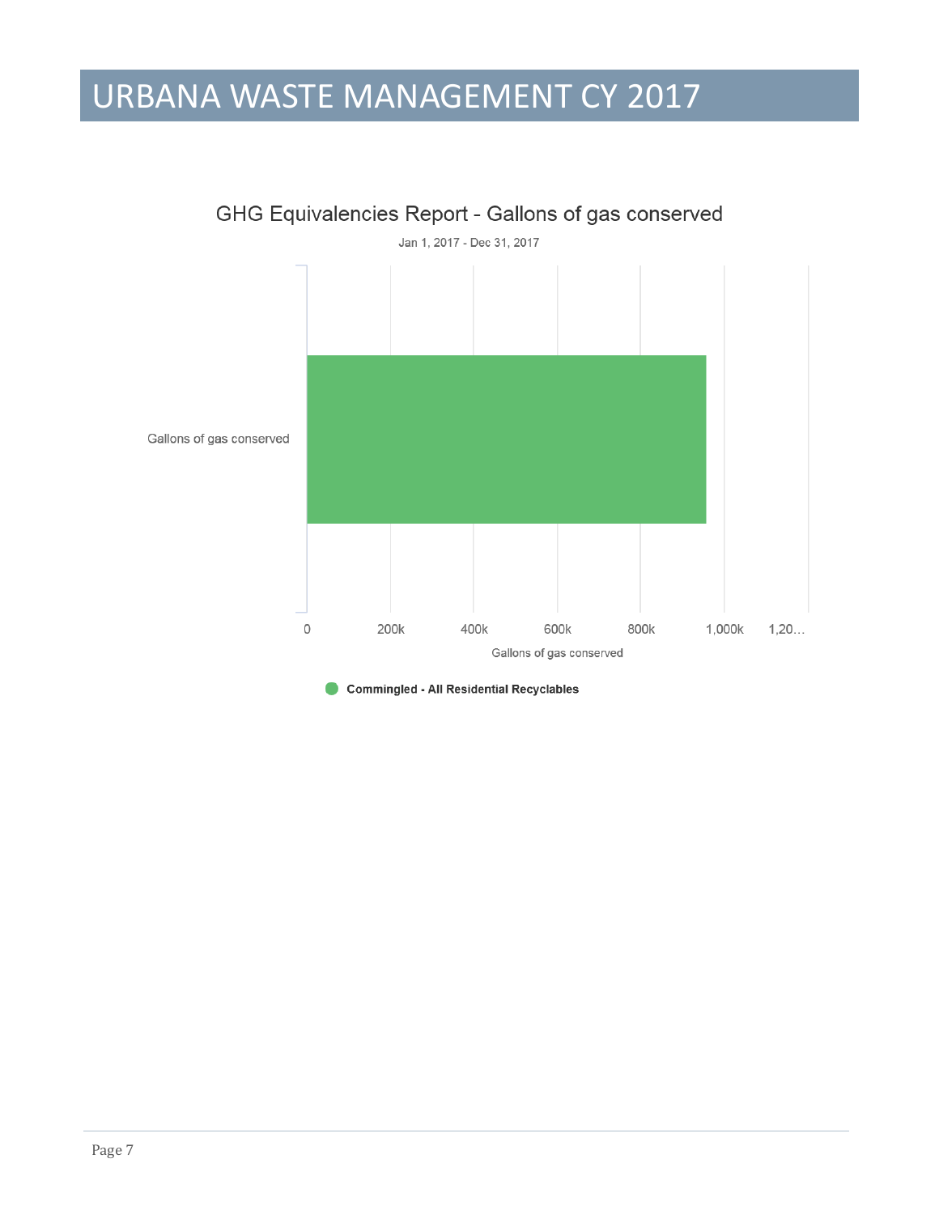# URBANA WASTE MANAGEMENT CY 2017

GHG Equivalencies Report - Gallons of gas conserved

Jan 1, 2017 - Dec 31, 2017

Gallons of gas conserved

0 200k 400k 600k 800k 1,000k 1,20…

Gallons of gas conserved

Commingled - All Residential Recyclables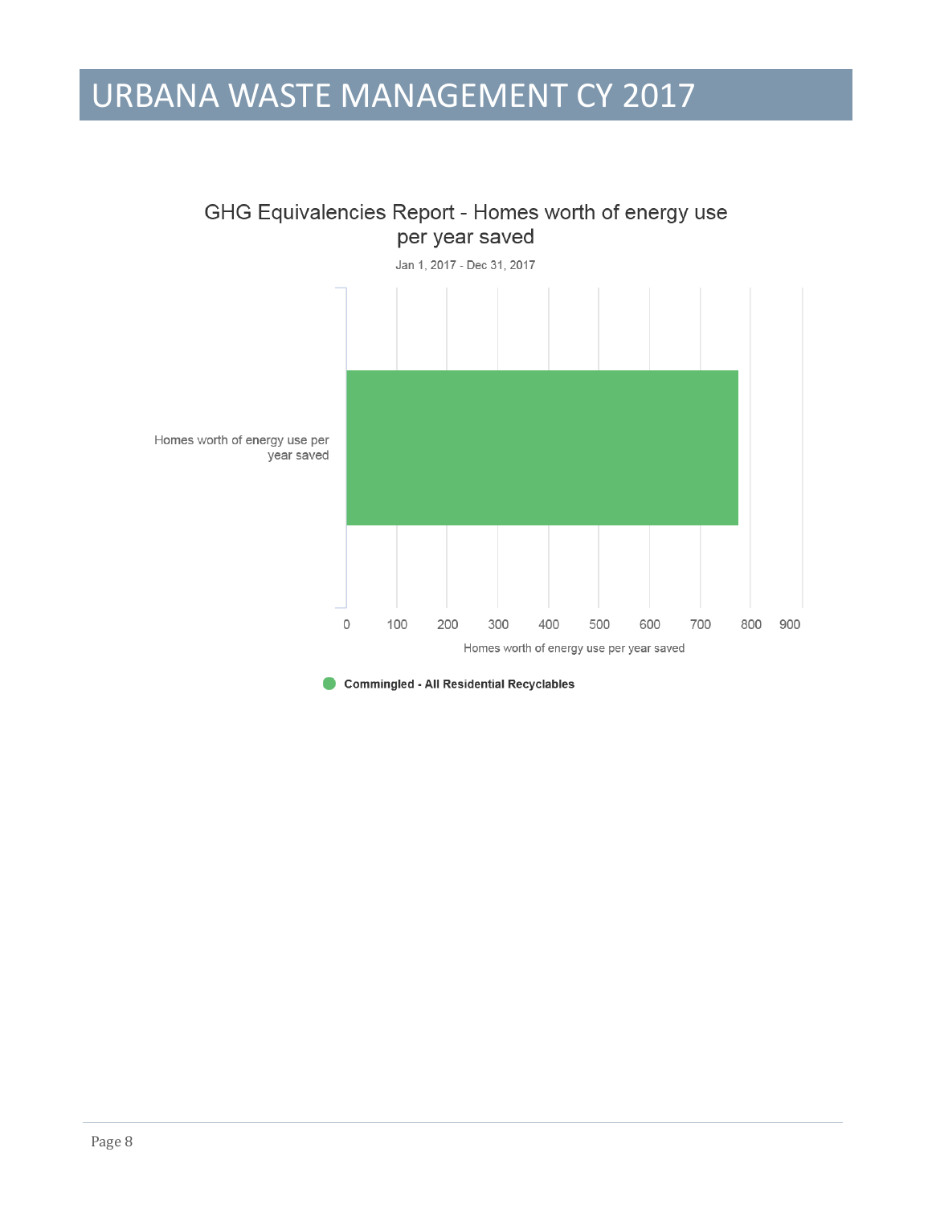# URBANA WASTE MANAGEMENT CY 2017

GHG Equivalencies Report - Homes worth of energy use per year saved

Jan 1, 2017 - Dec 31, 2017

Homes worth of energy use per year saved

0 100 200 300 400 500 600 700 800 900

Homes worth of energy use per year saved

**Commingled - All Residential Recyclables**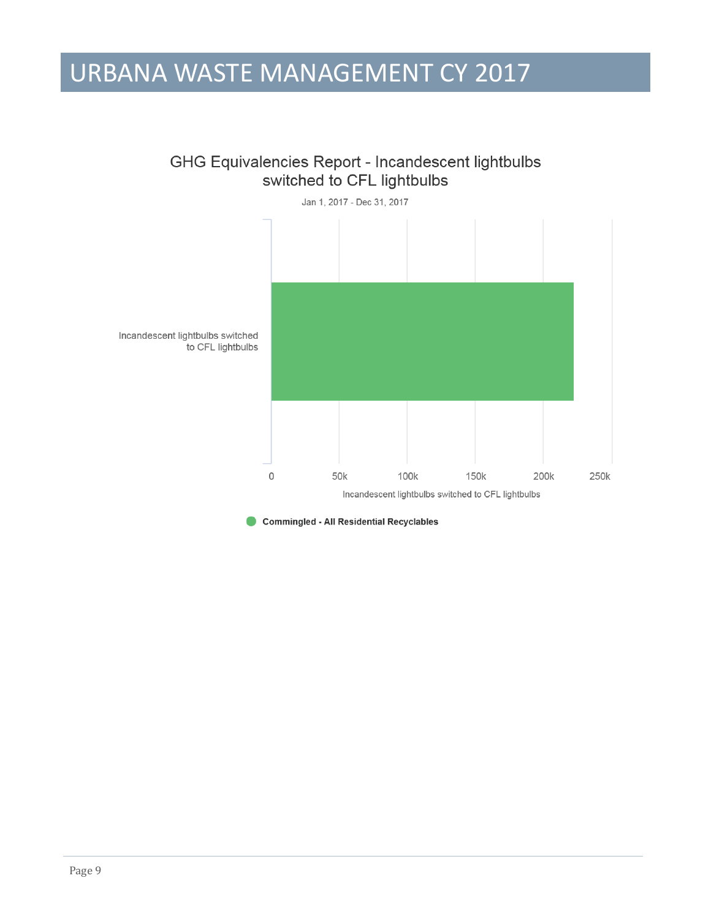# URBANA WASTE MANAGEMENT CY 2017

GHG Equivalencies Report - Incandescent lightbulbs switched to CFL lightbulbs

Jan 1, 2017 - Dec 31, 2017

Incandescent lightbulbs switched to CFL lightbulbs

0 50k 100k 150k 200k 250k

Incandescent lightbulbs switched to CFL lightbulbs

**Commingled - All Residential Recyclables**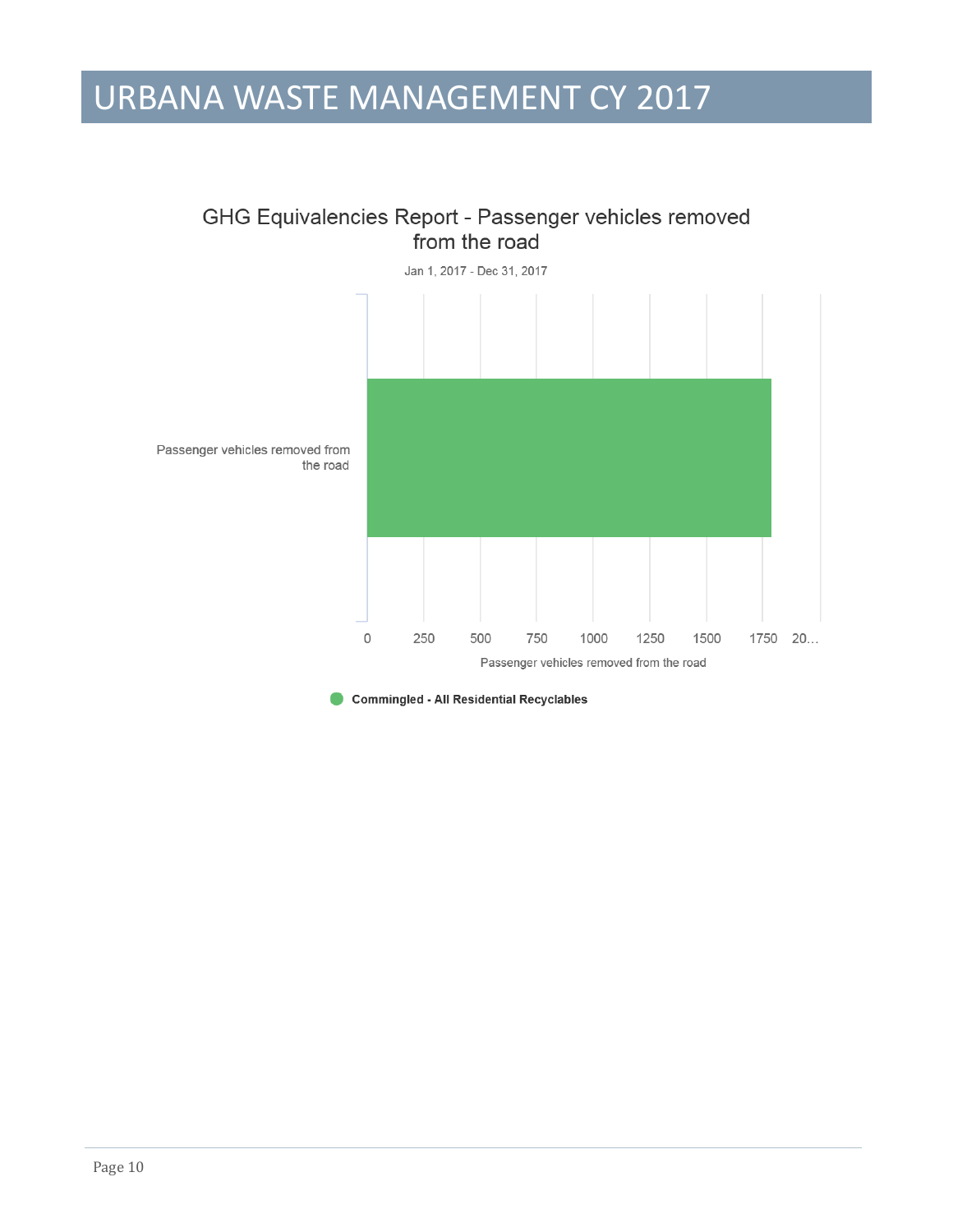# URBANA WASTE MANAGEMENT CY 2017

GHG Equivalencies Report - Passenger vehicles removed from the road

Jan 1, 2017 - Dec 31, 2017

Passenger vehicles removed from the road

0 250 500 750 1000 1250 1500 1750 20...

Passenger vehicles removed from the road

**Commingled - All Residential Recyclables**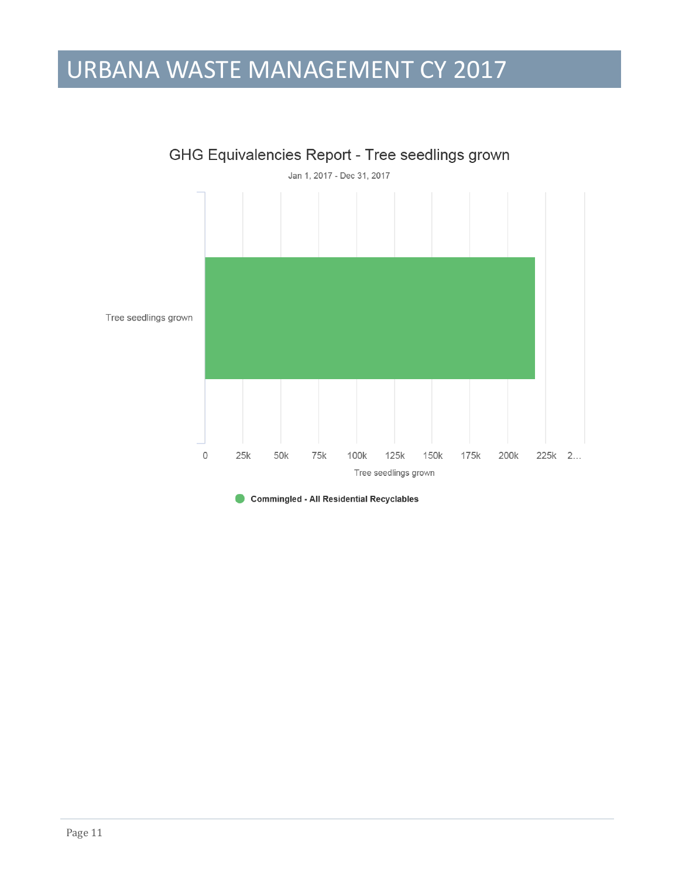# URBANA WASTE MANAGEMENT CY 2017

GHG Equivalencies Report - Tree seedlings grown

Jan 1, 2017 - Dec 31, 2017

Tree seedlings grown

0 25k 50k 75k 100k 125k 150k 175k 200k 225k 2…

Tree seedlings grown

Commingled - All Residential Recyclables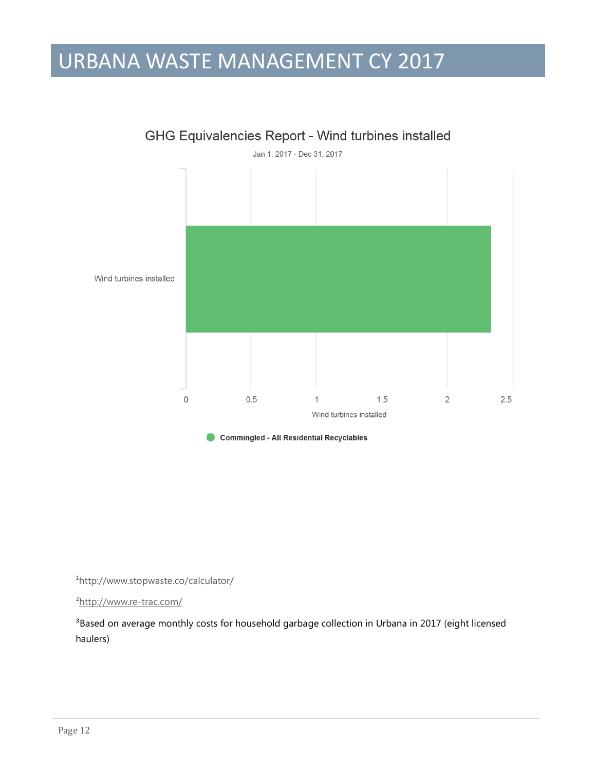# URBANA WASTE MANAGEMENT CY 2017

GHG Equivalencies Report - Wind turbines installed

Jan 1, 2017 - Dec 31, 2017

Wind turbines installed

0 0.5 1 1.5 2 2.5

Wind turbines installed

Commingled - All Residential Recyclables

[1]http://www.stopwaste.co/calculator/

[2]http://www.re-trac.com/

[3]Based on average monthly costs for household garbage collection in Urbana in 2017 (eight licensed haulers)